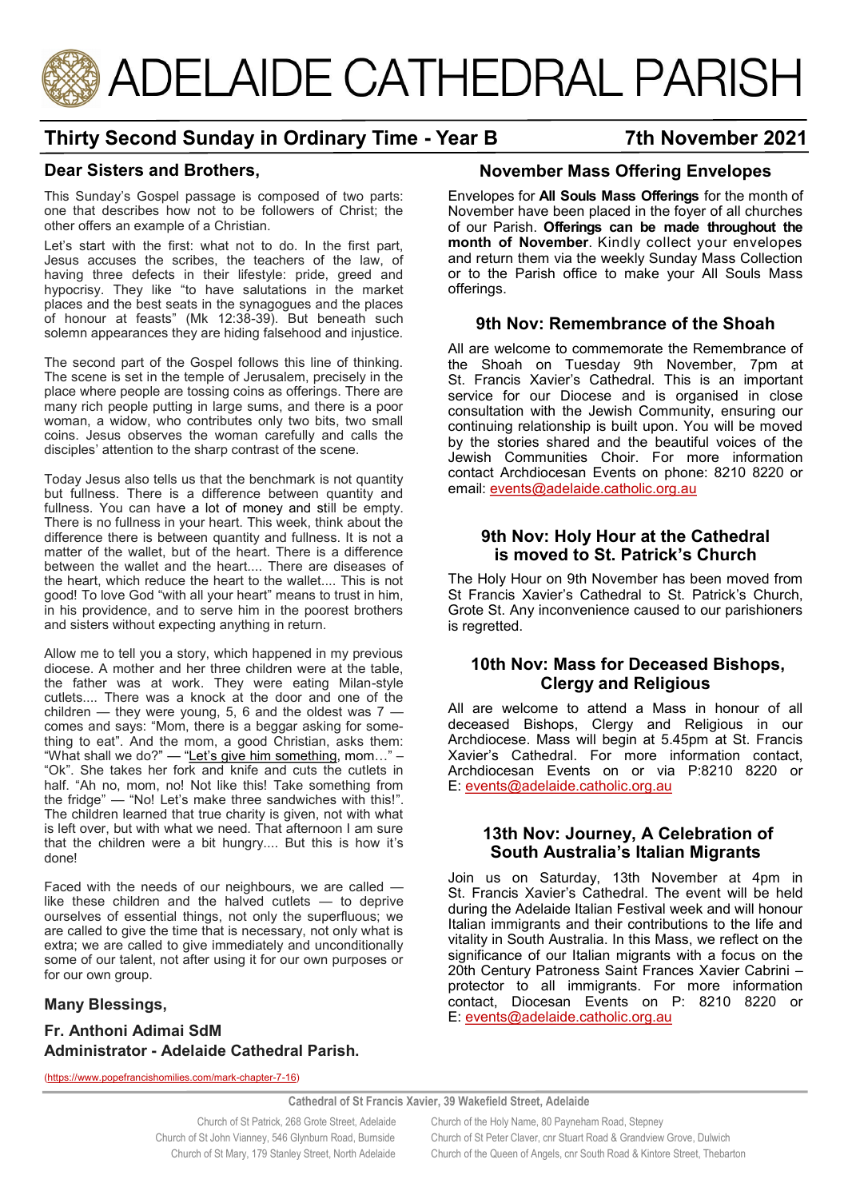# ADELAIDE CATHEDRAL PARISH

## Thirty Second Sunday in Ordinary Time - Year B

**7th November 2021**

### Dear Sisters and Brothers,

This Sunday's Gospel passage is composed of two parts: one that describes how not to be followers of Christ; the other offers an example of a Christian.

Let's start with the first: what not to do. In the first part, Jesus accuses the scribes, the teachers of the law, of having three defects in their lifestyle: pride, greed and hypocrisy. They like "to have salutations in the market places and the best seats in the synagogues and the places of honour at feasts" (Mk 12:38-39). But beneath such solemn appearances they are hiding falsehood and injustice.

The second part of the Gospel follows this line of thinking. The scene is set in the temple of Jerusalem, precisely in the place where people are tossing coins as offerings. There are many rich people putting in large sums, and there is a poor woman, a widow, who contributes only two bits, two small coins. Jesus observes the woman carefully and calls the disciples' attention to the sharp contrast of the scene.

Today Jesus also tells us that the benchmark is not quantity but fullness. There is a difference between quantity and fullness. You can have a lot of money and still be empty. There is no fullness in your heart. This week, think about the difference there is between quantity and fullness. It is not a matter of the wallet, but of the heart. There is a difference between the wallet and the heart.... There are diseases of the heart, which reduce the heart to the wallet.... This is not good! To love God "with all your heart" means to trust in him, in his providence, and to serve him in the poorest brothers and sisters without expecting anything in return.

Allow me to tell you a story, which happened in my previous diocese. A mother and her three children were at the table, the father was at work. They were eating Milan-style cutlets.... There was a knock at the door and one of the children — they were young, 5, 6 and the oldest was 7 — comes and says: "Mom, there is a beggar asking for some-thing to eat". And the mom, a good Christian, asks them: "What shall we do?" — "Let's give him something, mom…" – "Ok". She takes her fork and knife and cuts the cutlets in half. "Ah no, mom, no! Not like this! Take something from the fridge" — "No! Let's make three sandwiches with this!". The children learned that true charity is given, not with what is left over, but with what we need. That afternoon I am sure that the children were a bit hungry.... But this is how it's done!

Faced with the needs of our neighbours, we are called — like these children and the halved cutlets — to deprive ourselves of essential things, not only the superfluous; we are called to give the time that is necessary, not only what is extra; we are called to give immediately and unconditionally some of our talent, not after using it for our own purposes or for our own group.

**Many Blessings,**

**Fr. Anthoni Adimai SdM**
**Administrator - Adelaide Cathedral Parish.**

(https://www.popefrancishomilies.com/mark-chapter-7-16)

### November Mass Offering Envelopes

Envelopes for **All Souls Mass Offerings** for the month of November have been placed in the foyer of all churches of our Parish. **Offerings can be made throughout the month of November**. Kindly collect your envelopes and return them via the weekly Sunday Mass Collection or to the Parish office to make your All Souls Mass offerings.

### 9th Nov: Remembrance of the Shoah

All are welcome to commemorate the Remembrance of the Shoah on Tuesday 9th November, 7pm at St. Francis Xavier's Cathedral. This is an important service for our Diocese and is organised in close consultation with the Jewish Community, ensuring our continuing relationship is built upon. You will be moved by the stories shared and the beautiful voices of the Jewish Communities Choir. For more information contact Archdiocesan Events on phone: 8210 8220 or email: events@adelaide.catholic.org.au

### 9th Nov: Holy Hour at the Cathedral is moved to St. Patrick's Church

The Holy Hour on 9th November has been moved from St Francis Xavier's Cathedral to St. Patrick's Church, Grote St. Any inconvenience caused to our parishioners is regretted.

### 10th Nov: Mass for Deceased Bishops, Clergy and Religious

All are welcome to attend a Mass in honour of all deceased Bishops, Clergy and Religious in our Archdiocese. Mass will begin at 5.45pm at St. Francis Xavier's Cathedral. For more information contact, Archdiocesan Events on or via P:8210 8220 or E: events@adelaide.catholic.org.au

### 13th Nov: Journey, A Celebration of South Australia's Italian Migrants

Join us on Saturday, 13th November at 4pm in St. Francis Xavier's Cathedral. The event will be held during the Adelaide Italian Festival week and will honour Italian immigrants and their contributions to the life and vitality in South Australia. In this Mass, we reflect on the significance of our Italian migrants with a focus on the 20th Century Patroness Saint Frances Xavier Cabrini – protector to all immigrants. For more information contact, Diocesan Events on P: 8210 8220 or E: events@adelaide.catholic.org.au

---

**Cathedral of St Francis Xavier, 39 Wakefield Street, Adelaide**

Church of St Patrick, 268 Grote Street, Adelaide
Church of St John Vianney, 546 Glynburn Road, Burnside
Church of St Mary, 179 Stanley Street, North Adelaide
Church of the Holy Name, 80 Payneham Road, Stepney
Church of St Peter Claver, cnr Stuart Road & Grandview Grove, Dulwich
Church of the Queen of Angels, cnr South Road & Kintore Street, Thebarton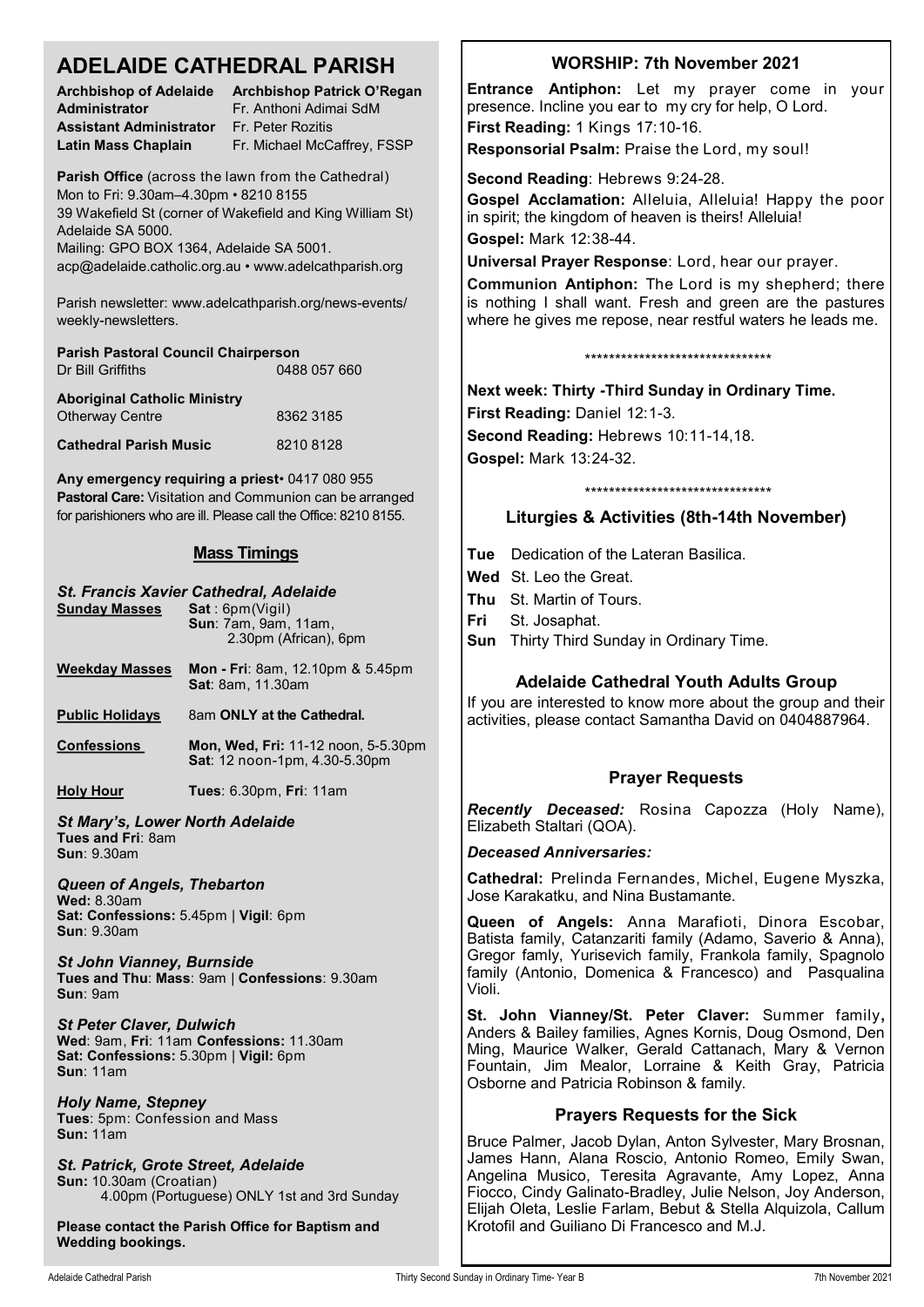# ADELAIDE CATHEDRAL PARISH

| | |
|---|---|
| **Archbishop of Adelaide** | **Archbishop Patrick O'Regan** |
| **Administrator** | Fr. Anthoni Adimai SdM |
| **Assistant Administrator** | Fr. Peter Rozitis |
| **Latin Mass Chaplain** | Fr. Michael McCaffrey, FSSP |

**Parish Office** (across the lawn from the Cathedral)
Mon to Fri: 9.30am–4.30pm • 8210 8155
39 Wakefield St (corner of Wakefield and King William St)
Adelaide SA 5000.
Mailing: GPO BOX 1364, Adelaide SA 5001.
acp@adelaide.catholic.org.au • www.adelcathparish.org

Parish newsletter: www.adelcathparish.org/news-events/weekly-newsletters.

**Parish Pastoral Council Chairperson**
Dr Bill Griffiths 0488 057 660

**Aboriginal Catholic Ministry**
Otherway Centre 8362 3185

**Cathedral Parish Music** 8210 8128

**Any emergency requiring a priest** • 0417 080 955
**Pastoral Care:** Visitation and Communion can be arranged for parishioners who are ill. Please call the Office: 8210 8155.

## Mass Timings

### *St. Francis Xavier Cathedral, Adelaide*

**Sunday Masses** — **Sat**: 6pm(Vigil); **Sun**: 7am, 9am, 11am, 2.30pm (African), 6pm

**Weekday Masses** — **Mon - Fri**: 8am, 12.10pm & 5.45pm; **Sat**: 8am, 11.30am

**Public Holidays** — 8am **ONLY at the Cathedral.**

**Confessions** — **Mon, Wed, Fri:** 11-12 noon, 5-5.30pm; **Sat**: 12 noon-1pm, 4.30-5.30pm

**Holy Hour** — **Tues**: 6.30pm, **Fri**: 11am

### *St Mary's, Lower North Adelaide*
**Tues and Fri**: 8am
**Sun**: 9.30am

### *Queen of Angels, Thebarton*
**Wed:** 8.30am
**Sat: Confessions:** 5.45pm | **Vigil**: 6pm
**Sun**: 9.30am

### *St John Vianney, Burnside*
**Tues and Thu**: **Mass**: 9am | **Confessions**: 9.30am
**Sun**: 9am

### *St Peter Claver, Dulwich*
**Wed**: 9am, **Fri**: 11am **Confessions:** 11.30am
**Sat: Confessions:** 5.30pm | **Vigil:** 6pm
**Sun**: 11am

### *Holy Name, Stepney*
**Tues**: 5pm: Confession and Mass
**Sun:** 11am

### *St. Patrick, Grote Street, Adelaide*
**Sun:** 10.30am (Croatian)
4.00pm (Portuguese) ONLY 1st and 3rd Sunday

**Please contact the Parish Office for Baptism and Wedding bookings.**

## WORSHIP: 7th November 2021

**Entrance Antiphon:** Let my prayer come in your presence. Incline you ear to my cry for help, O Lord.

**First Reading:** 1 Kings 17:10-16.

**Responsorial Psalm:** Praise the Lord, my soul!

**Second Reading**: Hebrews 9:24-28.

**Gospel Acclamation:** Alleluia, Alleluia! Happy the poor in spirit; the kingdom of heaven is theirs! Alleluia!

**Gospel:** Mark 12:38-44.

**Universal Prayer Response**: Lord, hear our prayer.

**Communion Antiphon:** The Lord is my shepherd; there is nothing I shall want. Fresh and green are the pastures where he gives me repose, near restful waters he leads me.

\*\*\*\*\*\*\*\*\*\*\*\*\*\*\*\*\*\*\*\*\*\*\*\*\*\*\*\*\*\*\*

**Next week: Thirty -Third Sunday in Ordinary Time.**

**First Reading:** Daniel 12:1-3.

**Second Reading:** Hebrews 10:11-14,18.

**Gospel:** Mark 13:24-32.

\*\*\*\*\*\*\*\*\*\*\*\*\*\*\*\*\*\*\*\*\*\*\*\*\*\*\*\*\*\*\*

## Liturgies & Activities (8th-14th November)

**Tue** Dedication of the Lateran Basilica.
**Wed** St. Leo the Great.
**Thu** St. Martin of Tours.
**Fri** St. Josaphat.
**Sun** Thirty Third Sunday in Ordinary Time.

## Adelaide Cathedral Youth Adults Group

If you are interested to know more about the group and their activities, please contact Samantha David on 0404887964.

## Prayer Requests

***Recently Deceased:*** Rosina Capozza (Holy Name), Elizabeth Staltari (QOA).

***Deceased Anniversaries:***

**Cathedral:** Prelinda Fernandes, Michel, Eugene Myszka, Jose Karakatku, and Nina Bustamante.

**Queen of Angels:** Anna Marafioti, Dinora Escobar, Batista family, Catanzariti family (Adamo, Saverio & Anna), Gregor famly, Yurisevich family, Frankola family, Spagnolo family (Antonio, Domenica & Francesco) and Pasqualina Violi.

**St. John Vianney/St. Peter Claver:** Summer family**,** Anders & Bailey families, Agnes Kornis, Doug Osmond, Den Ming, Maurice Walker, Gerald Cattanach, Mary & Vernon Fountain, Jim Mealor, Lorraine & Keith Gray, Patricia Osborne and Patricia Robinson & family.

## Prayers Requests for the Sick

Bruce Palmer, Jacob Dylan, Anton Sylvester, Mary Brosnan, James Hann, Alana Roscio, Antonio Romeo, Emily Swan, Angelina Musico, Teresita Agravante, Amy Lopez, Anna Fiocco, Cindy Galinato-Bradley, Julie Nelson, Joy Anderson, Elijah Oleta, Leslie Farlam, Bebut & Stella Alquizola, Callum Krotofil and Guiliano Di Francesco and M.J.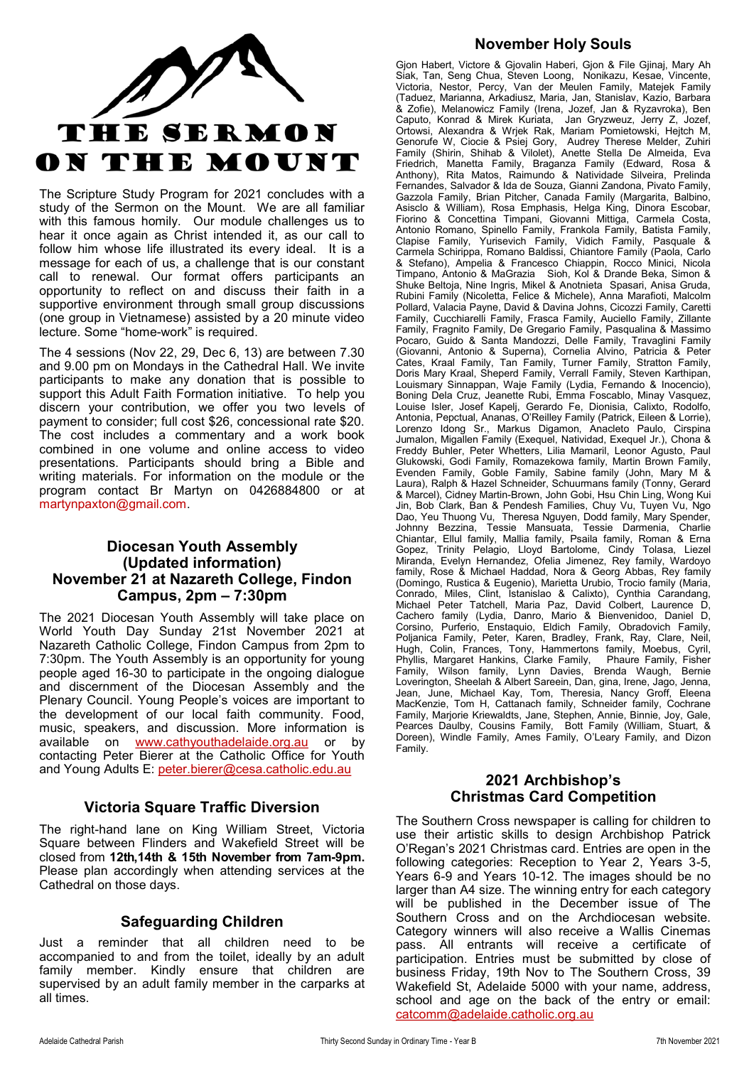# THE SERMON ON THE MOUNT

The Scripture Study Program for 2021 concludes with a study of the Sermon on the Mount. We are all familiar with this famous homily. Our module challenges us to hear it once again as Christ intended it, as our call to follow him whose life illustrated its every ideal. It is a message for each of us, a challenge that is our constant call to renewal. Our format offers participants an opportunity to reflect on and discuss their faith in a supportive environment through small group discussions (one group in Vietnamese) assisted by a 20 minute video lecture. Some "home-work" is required.

The 4 sessions (Nov 22, 29, Dec 6, 13) are between 7.30 and 9.00 pm on Mondays in the Cathedral Hall. We invite participants to make any donation that is possible to support this Adult Faith Formation initiative. To help you discern your contribution, we offer you two levels of payment to consider; full cost $26, concessional rate $20. The cost includes a commentary and a work book combined in one volume and online access to video presentations. Participants should bring a Bible and writing materials. For information on the module or the program contact Br Martyn on 0426884800 or at martynpaxton@gmail.com.

## Diocesan Youth Assembly (Updated information) November 21 at Nazareth College, Findon Campus, 2pm – 7:30pm

The 2021 Diocesan Youth Assembly will take place on World Youth Day Sunday 21st November 2021 at Nazareth Catholic College, Findon Campus from 2pm to 7:30pm. The Youth Assembly is an opportunity for young people aged 16-30 to participate in the ongoing dialogue and discernment of the Diocesan Assembly and the Plenary Council. Young People's voices are important to the development of our local faith community. Food, music, speakers, and discussion. More information is available on www.cathyouthadelaide.org.au or by contacting Peter Bierer at the Catholic Office for Youth and Young Adults E: peter.bierer@cesa.catholic.edu.au

## Victoria Square Traffic Diversion

The right-hand lane on King William Street, Victoria Square between Flinders and Wakefield Street will be closed from **12th,14th & 15th November from 7am-9pm.** Please plan accordingly when attending services at the Cathedral on those days.

## Safeguarding Children

Just a reminder that all children need to be accompanied to and from the toilet, ideally by an adult family member. Kindly ensure that children are supervised by an adult family member in the carparks at all times.

## November Holy Souls

Gjon Habert, Victore & Gjovalin Haberi, Gjon & File Gjinaj, Mary Ah Siak, Tan, Seng Chua, Steven Loong, Nonikazu, Kesae, Vincente, Victoria, Nestor, Percy, Van der Meulen Family, Matejek Family (Taduez, Marianna, Arkadiusz, Maria, Jan, Stanislav, Kazio, Barbara & Zofie), Melanowicz Family (Irena, Jozef, Jan & Ryzavroka), Ben Caputo, Konrad & Mirek Kuriata, Jan Gryzweuz, Jerry Z, Jozef, Ortowsi, Alexandra & Wrjek Rak, Mariam Pomietowski, Hejtch M, Genorufe W, Ciocie & Psiej Gory, Audrey Therese Melder, Zuhiri Family (Shirin, Shihab & Vilolet), Anette Stella De Almeida, Eva Friedrich, Manetta Family, Braganza Family (Edward, Rosa & Anthony), Rita Matos, Raimundo & Natividade Silveira, Prelinda Fernandes, Salvador & Ida de Souza, Gianni Zandona, Pivato Family, Gazzola Family, Brian Pitcher, Canada Family (Margarita, Balbino, Asisclo & William), Rosa Emphasis, Helga King, Dinora Escobar, Fiorino & Concettina Timpani, Giovanni Mittiga, Carmela Costa, Antonio Romano, Spinello Family, Frankola Family, Batista Family, Clapise Family, Yurisevich Family, Vidich Family, Pasquale & Carmela Schirippa, Romano Baldissi, Chiantore Family (Paola, Carlo & Stefano), Ampelia & Francesco Chiappin, Rocco Minici, Nicola Timpano, Antonio & MaGrazia Sioh, Kol & Drande Beka, Simon & Shuke Beltoja, Nine Ingris, Mikel & Anotnieta Spasari, Anisa Gruda, Rubini Family (Nicoletta, Felice & Michele), Anna Marafioti, Malcolm Pollard, Valacia Payne, David & Davina Johns, Cicozzi Family, Caretti Family, Cucchiarelli Family, Frasca Family, Auciello Family, Zillante Family, Fragnito Family, De Gregario Family, Pasqualina & Massimo Pocaro, Guido & Santa Mandozzi, Delle Family, Travaglini Family (Giovanni, Antonio & Superna), Cornelia Alvino, Patricia & Peter Cates, Kraal Family, Tan Family, Turner Family, Stratton Family, Doris Mary Kraal, Sheperd Family, Verrall Family, Steven Karthipan, Louismary Sinnappan, Waje Family (Lydia, Fernando & Inocencio), Boning Dela Cruz, Jeanette Rubi, Emma Foscablo, Minay Vasquez, Louise Isler, Josef Kapelj, Gerardo Fe, Dionisia, Calixto, Rodolfo, Antonia, Pepctual, Ananas, O'Reilley Family (Patrick, Eileen & Lorrie), Lorenzo Idong Sr., Markus Digamon, Anacleto Paulo, Cirspina Jumalon, Migallen Family (Exequel, Natividad, Exequel Jr.), Chona & Freddy Buhler, Peter Whetters, Lilia Mamaril, Leonor Agusto, Paul Glukowski, Godi Family, Romazekowa family, Martin Brown Family, Evenden Family, Goble Family, Sabine family (John, Mary M & Laura), Ralph & Hazel Schneider, Schuurmans family (Tonny, Gerard & Marcel), Cidney Martin-Brown, John Gobi, Hsu Chin Ling, Wong Kui Jin, Bob Clark, Ban & Pendesh Families, Chuy Vu, Tuyen Vu, Ngo Dao, Yeu Thuong Vu, Theresa Nguyen, Dodd family, Mary Spender, Johnny Bezzina, Tessie Mansuata, Tessie Darmenia, Charlie Chiantar, Ellul family, Mallia family, Psaila family, Roman & Erna Gopez, Trinity Pelagio, Lloyd Bartolome, Cindy Tolasa, Liezel Miranda, Evelyn Hernandez, Ofelia Jimenez, Rey family, Wardoyo family, Rose & Michael Haddad, Nora & Georg Abbas, Rey family (Domingo, Rustica & Eugenio), Marietta Urubio, Trocio family (Maria, Conrado, Miles, Clint, Istanislao & Calixto), Cynthia Carandang, Michael Peter Tatchell, Maria Paz, David Colbert, Laurence D, Cachero family (Lydia, Danro, Mario & Bienvenidoo, Daniel D, Corsino, Purferio, Enstaquio, Eldich Family, Obradovich Family, Poljanica Family, Peter, Karen, Bradley, Frank, Ray, Clare, Neil, Hugh, Colin, Frances, Tony, Hammertons family, Moebus, Cyril, Phyllis, Margaret Hankins, Clarke Family, Phaure Family, Fisher Family, Wilson family, Lynn Davies, Brenda Waugh, Bernie Loverington, Sheelah & Albert Sareein, Dan, gina, Irene, Jago, Jenna, Jean, June, Michael Kay, Tom, Theresia, Nancy Groff, Eleena MacKenzie, Tom H, Cattanach family, Schneider family, Cochrane Family, Marjorie Kriewaldts, Jane, Stephen, Annie, Binnie, Joy, Gale, Pearces Daulby, Cousins Family, Bott Family (William, Stuart, & Doreen), Windle Family, Ames Family, O'Leary Family, and Dizon Family.

## 2021 Archbishop's Christmas Card Competition

The Southern Cross newspaper is calling for children to use their artistic skills to design Archbishop Patrick O'Regan's 2021 Christmas card. Entries are open in the following categories: Reception to Year 2, Years 3-5, Years 6-9 and Years 10-12. The images should be no larger than A4 size. The winning entry for each category will be published in the December issue of The Southern Cross and on the Archdiocesan website. Category winners will also receive a Wallis Cinemas pass. All entrants will receive a certificate of participation. Entries must be submitted by close of business Friday, 19th Nov to The Southern Cross, 39 Wakefield St, Adelaide 5000 with your name, address, school and age on the back of the entry or email: catcomm@adelaide.catholic.org.au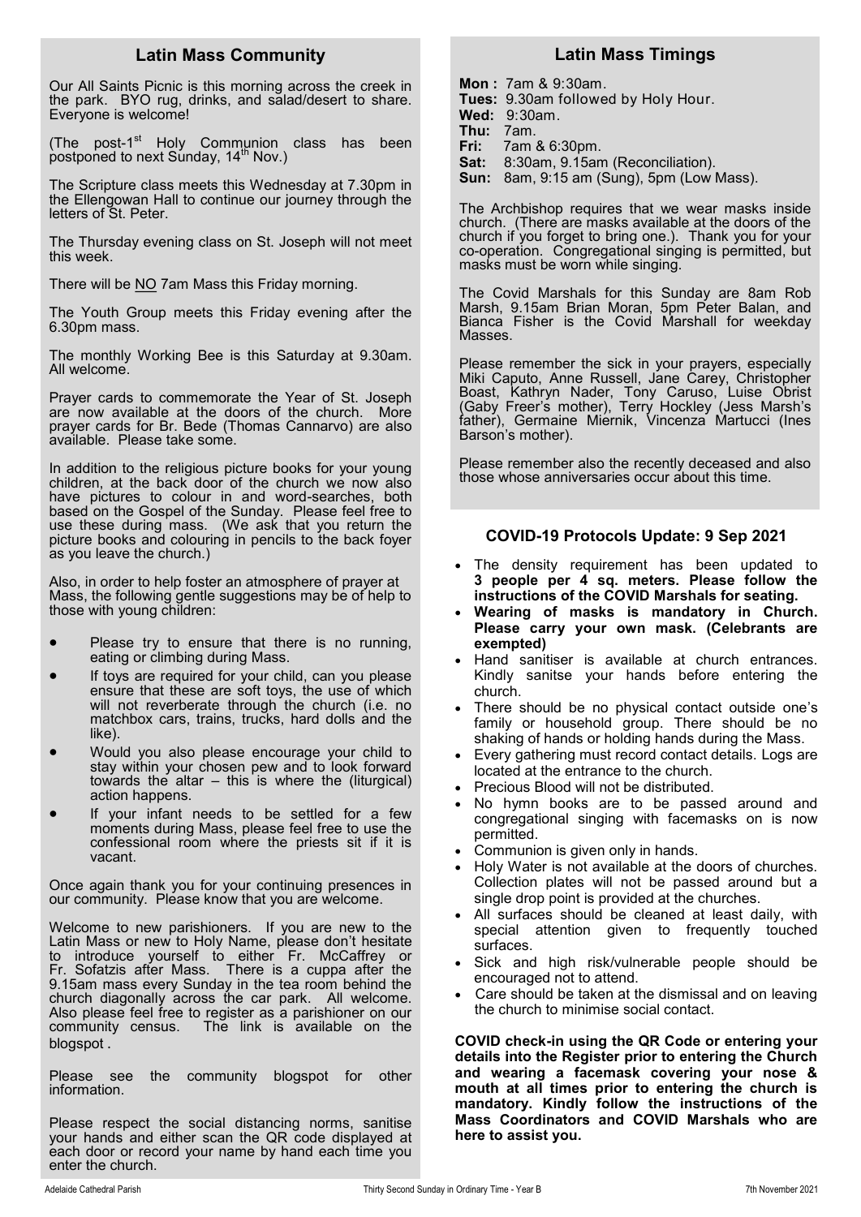## Latin Mass Community

Our All Saints Picnic is this morning across the creek in the park. BYO rug, drinks, and salad/desert to share. Everyone is welcome!

(The post-1st Holy Communion class has been postponed to next Sunday, 14th Nov.)

The Scripture class meets this Wednesday at 7.30pm in the Ellengowan Hall to continue our journey through the letters of St. Peter.

The Thursday evening class on St. Joseph will not meet this week.

There will be NO 7am Mass this Friday morning.

The Youth Group meets this Friday evening after the 6.30pm mass.

The monthly Working Bee is this Saturday at 9.30am. All welcome.

Prayer cards to commemorate the Year of St. Joseph are now available at the doors of the church. More prayer cards for Br. Bede (Thomas Cannarvo) are also available. Please take some.

In addition to the religious picture books for your young children, at the back door of the church we now also have pictures to colour in and word-searches, both based on the Gospel of the Sunday. Please feel free to use these during mass. (We ask that you return the picture books and colouring in pencils to the back foyer as you leave the church.)

Also, in order to help foster an atmosphere of prayer at Mass, the following gentle suggestions may be of help to those with young children:

- Please try to ensure that there is no running, eating or climbing during Mass.
- If toys are required for your child, can you please ensure that these are soft toys, the use of which will not reverberate through the church (i.e. no matchbox cars, trains, trucks, hard dolls and the like).
- Would you also please encourage your child to stay within your chosen pew and to look forward towards the altar – this is where the (liturgical) action happens.
- If your infant needs to be settled for a few moments during Mass, please feel free to use the confessional room where the priests sit if it is vacant.

Once again thank you for your continuing presences in our community. Please know that you are welcome.

Welcome to new parishioners. If you are new to the Latin Mass or new to Holy Name, please don't hesitate to introduce yourself to either Fr. McCaffrey or Fr. Sofatzis after Mass. There is a cuppa after the 9.15am mass every Sunday in the tea room behind the church diagonally across the car park. All welcome. Also please feel free to register as a parishioner on our community census. The link is available on the blogspot .

Please see the community blogspot for other information.

Please respect the social distancing norms, sanitise your hands and either scan the QR code displayed at each door or record your name by hand each time you enter the church.

## Latin Mass Timings

**Mon :** 7am & 9:30am.
**Tues:** 9.30am followed by Holy Hour.
**Wed:** 9:30am.
**Thu:** 7am.
**Fri:** 7am & 6:30pm.
**Sat:** 8:30am, 9.15am (Reconciliation).
**Sun:** 8am, 9:15 am (Sung), 5pm (Low Mass).

The Archbishop requires that we wear masks inside church. (There are masks available at the doors of the church if you forget to bring one.). Thank you for your co-operation. Congregational singing is permitted, but masks must be worn while singing.

The Covid Marshals for this Sunday are 8am Rob Marsh, 9.15am Brian Moran, 5pm Peter Balan, and Bianca Fisher is the Covid Marshall for weekday Masses.

Please remember the sick in your prayers, especially Miki Caputo, Anne Russell, Jane Carey, Christopher Boast, Kathryn Nader, Tony Caruso, Luise Obrist (Gaby Freer's mother), Terry Hockley (Jess Marsh's father), Germaine Miernik, Vincenza Martucci (Ines Barson's mother).

Please remember also the recently deceased and also those whose anniversaries occur about this time.

### COVID-19 Protocols Update: 9 Sep 2021

- The density requirement has been updated to **3 people per 4 sq. meters. Please follow the instructions of the COVID Marshals for seating.**
- **Wearing of masks is mandatory in Church. Please carry your own mask. (Celebrants are exempted)**
- Hand sanitiser is available at church entrances. Kindly sanitse your hands before entering the church.
- There should be no physical contact outside one's family or household group. There should be no shaking of hands or holding hands during the Mass.
- Every gathering must record contact details. Logs are located at the entrance to the church.
- Precious Blood will not be distributed.
- No hymn books are to be passed around and congregational singing with facemasks on is now permitted.
- Communion is given only in hands.
- Holy Water is not available at the doors of churches. Collection plates will not be passed around but a single drop point is provided at the churches.
- All surfaces should be cleaned at least daily, with special attention given to frequently touched surfaces.
- Sick and high risk/vulnerable people should be encouraged not to attend.
- Care should be taken at the dismissal and on leaving the church to minimise social contact.

**COVID check-in using the QR Code or entering your details into the Register prior to entering the Church and wearing a facemask covering your nose & mouth at all times prior to entering the church is mandatory. Kindly follow the instructions of the Mass Coordinators and COVID Marshals who are here to assist you.**